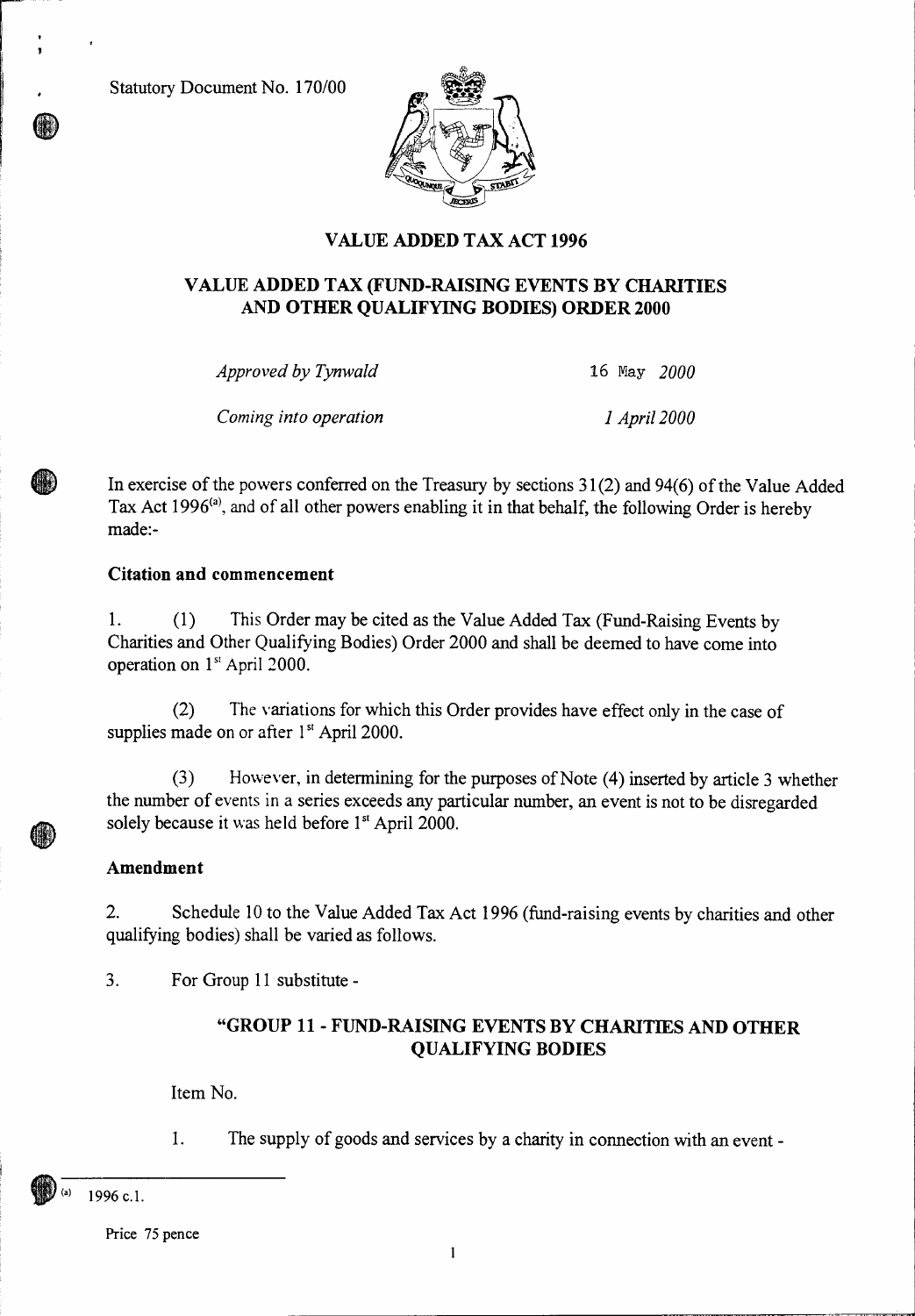Statutory Document No. 170/00

# VALUE ADDED TAX ACT 1996

## VALUE ADDED TAX (FUND-RAISING EVENTS BY CHARITIES AND OTHER QUALIFYING BODIES) ORDER 2000

| | |
|---|---|
| *Approved by Tynwald* | 16 May *2000* |
| *Coming into operation* | *1 April 2000* |

In exercise of the powers conferred on the Treasury by sections 31(2) and 94(6) of the Value Added Tax Act 1996[(a)], and of all other powers enabling it in that behalf, the following Order is hereby made:-

### Citation and commencement

1. (1) This Order may be cited as the Value Added Tax (Fund-Raising Events by Charities and Other Qualifying Bodies) Order 2000 and shall be deemed to have come into operation on 1st April 2000.

(2) The variations for which this Order provides have effect only in the case of supplies made on or after 1st April 2000.

(3) However, in determining for the purposes of Note (4) inserted by article 3 whether the number of events in a series exceeds any particular number, an event is not to be disregarded solely because it was held before 1st April 2000.

### Amendment

2. Schedule 10 to the Value Added Tax Act 1996 (fund-raising events by charities and other qualifying bodies) shall be varied as follows.

3. For Group 11 substitute -

**"GROUP 11 - FUND-RAISING EVENTS BY CHARITIES AND OTHER QUALIFYING BODIES**

Item No.

1. The supply of goods and services by a charity in connection with an event -

---

(a) 1996 c.1.

Price 75 pence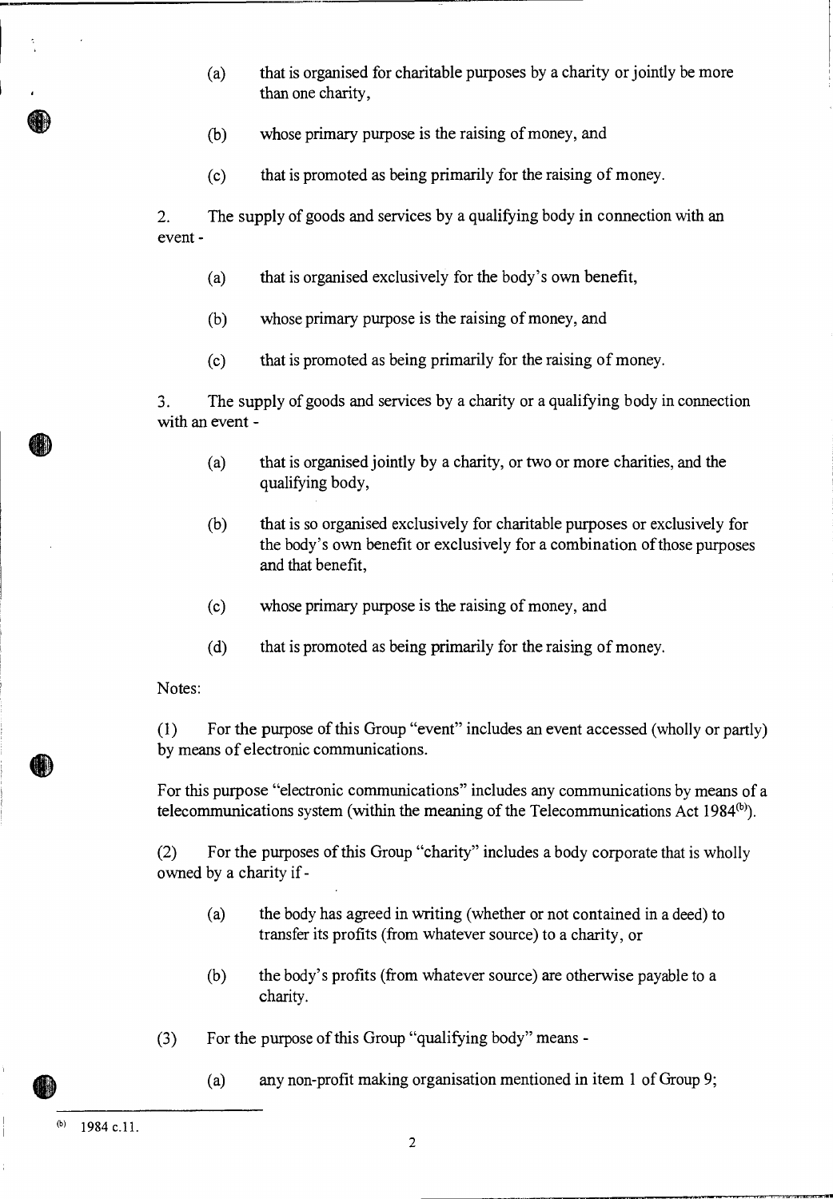(a) that is organised for charitable purposes by a charity or jointly be more than one charity,

(b) whose primary purpose is the raising of money, and

(c) that is promoted as being primarily for the raising of money.

2. The supply of goods and services by a qualifying body in connection with an event -

(a) that is organised exclusively for the body's own benefit,

(b) whose primary purpose is the raising of money, and

(c) that is promoted as being primarily for the raising of money.

3. The supply of goods and services by a charity or a qualifying body in connection with an event -

(a) that is organised jointly by a charity, or two or more charities, and the qualifying body,

(b) that is so organised exclusively for charitable purposes or exclusively for the body's own benefit or exclusively for a combination of those purposes and that benefit,

(c) whose primary purpose is the raising of money, and

(d) that is promoted as being primarily for the raising of money.

Notes:

(1) For the purpose of this Group "event" includes an event accessed (wholly or partly) by means of electronic communications.

For this purpose "electronic communications" includes any communications by means of a telecommunications system (within the meaning of the Telecommunications Act 1984[(b)]).

(2) For the purposes of this Group "charity" includes a body corporate that is wholly owned by a charity if -

(a) the body has agreed in writing (whether or not contained in a deed) to transfer its profits (from whatever source) to a charity, or

(b) the body's profits (from whatever source) are otherwise payable to a charity.

(3) For the purpose of this Group "qualifying body" means -

(a) any non-profit making organisation mentioned in item 1 of Group 9;

---

(b) 1984 c.11.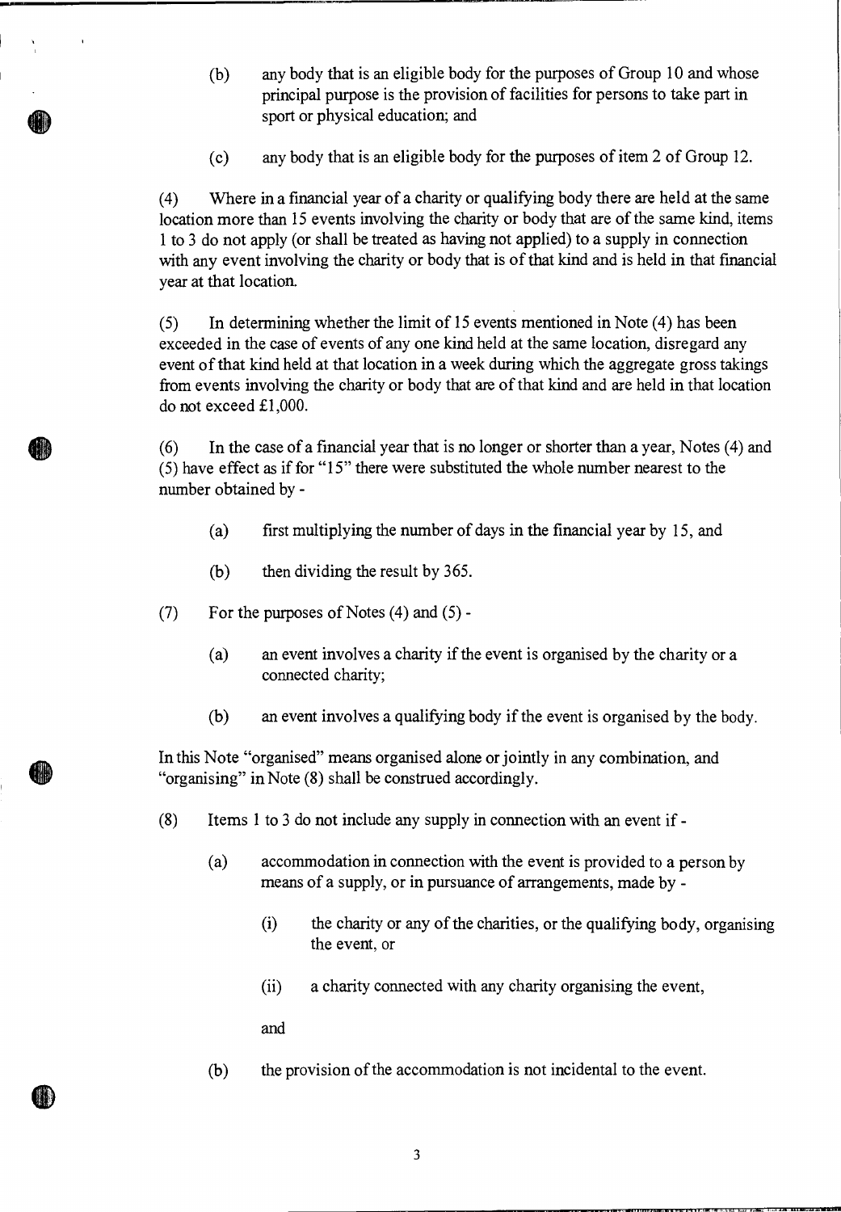(b) any body that is an eligible body for the purposes of Group 10 and whose principal purpose is the provision of facilities for persons to take part in sport or physical education; and

(c) any body that is an eligible body for the purposes of item 2 of Group 12.

(4) Where in a financial year of a charity or qualifying body there are held at the same location more than 15 events involving the charity or body that are of the same kind, items 1 to 3 do not apply (or shall be treated as having not applied) to a supply in connection with any event involving the charity or body that is of that kind and is held in that financial year at that location.

(5) In determining whether the limit of 15 events mentioned in Note (4) has been exceeded in the case of events of any one kind held at the same location, disregard any event of that kind held at that location in a week during which the aggregate gross takings from events involving the charity or body that are of that kind and are held in that location do not exceed £1,000.

(6) In the case of a financial year that is no longer or shorter than a year, Notes (4) and (5) have effect as if for "15" there were substituted the whole number nearest to the number obtained by -

(a) first multiplying the number of days in the financial year by 15, and

(b) then dividing the result by 365.

(7) For the purposes of Notes (4) and (5) -

(a) an event involves a charity if the event is organised by the charity or a connected charity;

(b) an event involves a qualifying body if the event is organised by the body.

In this Note "organised" means organised alone or jointly in any combination, and "organising" in Note (8) shall be construed accordingly.

(8) Items 1 to 3 do not include any supply in connection with an event if -

(a) accommodation in connection with the event is provided to a person by means of a supply, or in pursuance of arrangements, made by -

(i) the charity or any of the charities, or the qualifying body, organising the event, or

(ii) a charity connected with any charity organising the event,

and

(b) the provision of the accommodation is not incidental to the event.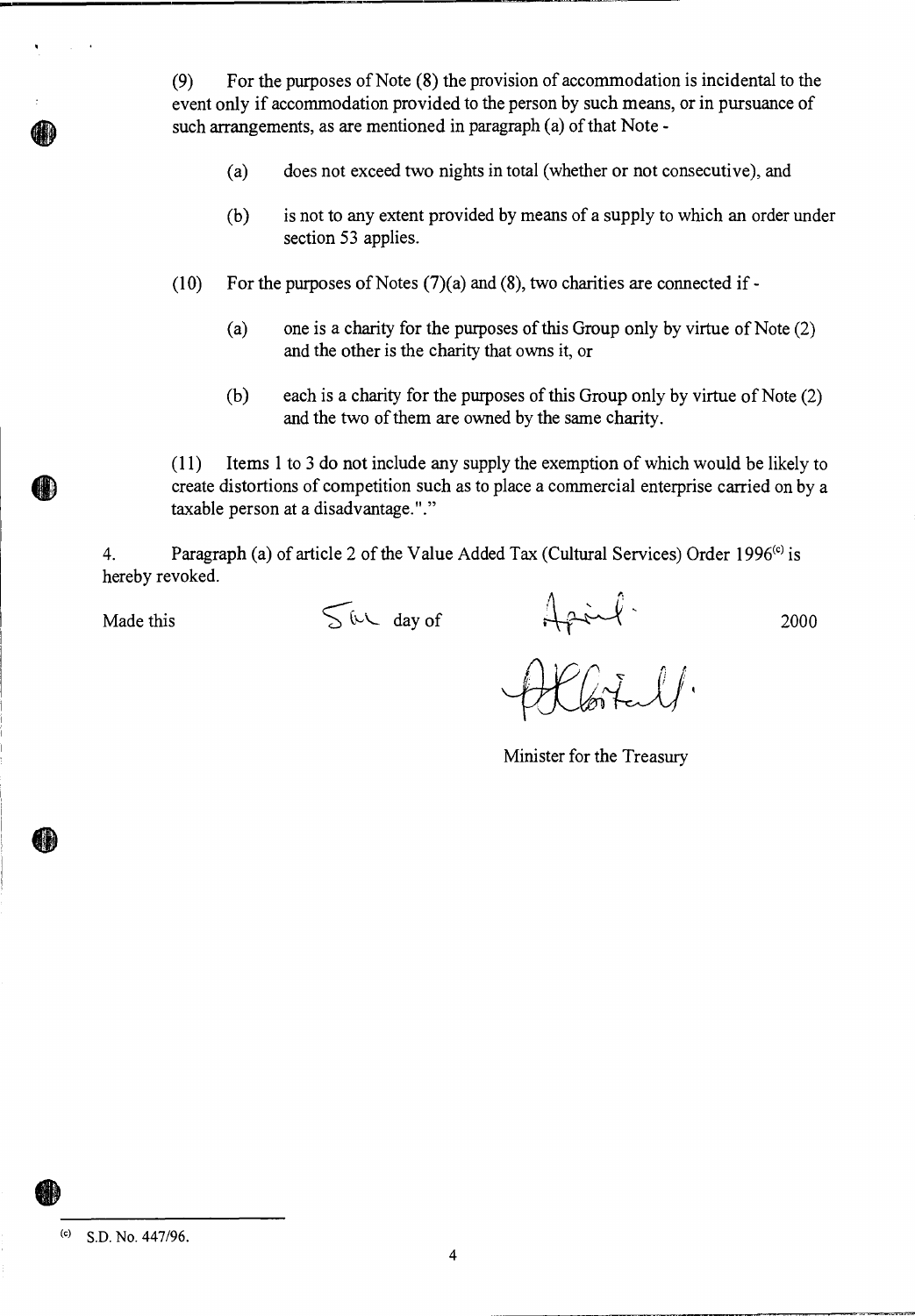(9) For the purposes of Note (8) the provision of accommodation is incidental to the event only if accommodation provided to the person by such means, or in pursuance of such arrangements, as are mentioned in paragraph (a) of that Note -

(a) does not exceed two nights in total (whether or not consecutive), and

(b) is not to any extent provided by means of a supply to which an order under section 53 applies.

(10) For the purposes of Notes (7)(a) and (8), two charities are connected if -

(a) one is a charity for the purposes of this Group only by virtue of Note (2) and the other is the charity that owns it, or

(b) each is a charity for the purposes of this Group only by virtue of Note (2) and the two of them are owned by the same charity.

(11) Items 1 to 3 do not include any supply the exemption of which would be likely to create distortions of competition such as to place a commercial enterprise carried on by a taxable person at a disadvantage."."

4. Paragraph (a) of article 2 of the Value Added Tax (Cultural Services) Order 1996[c] is hereby revoked.

Made this 5th day of April 2000

Minister for the Treasury

---

[c] S.D. No. 447/96.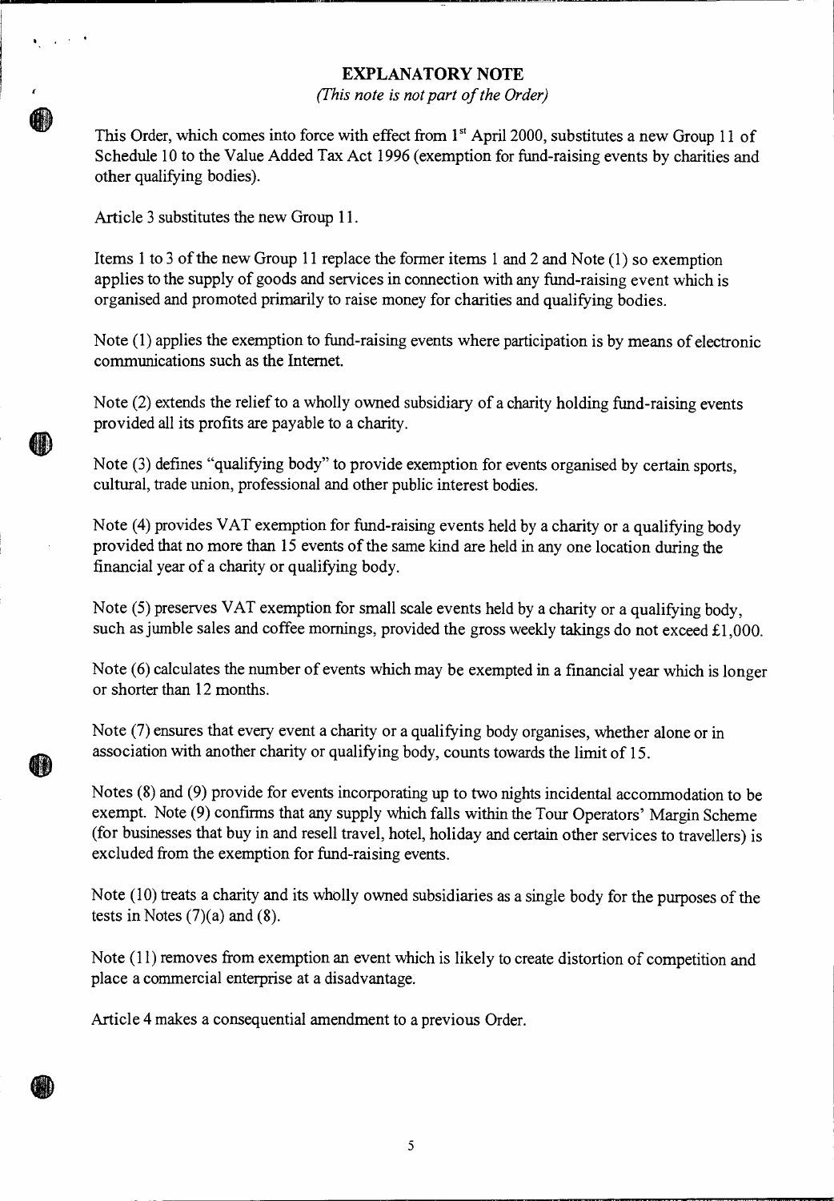## EXPLANATORY NOTE

*(This note is not part of the Order)*

This Order, which comes into force with effect from 1st April 2000, substitutes a new Group 11 of Schedule 10 to the Value Added Tax Act 1996 (exemption for fund-raising events by charities and other qualifying bodies).

Article 3 substitutes the new Group 11.

Items 1 to 3 of the new Group 11 replace the former items 1 and 2 and Note (1) so exemption applies to the supply of goods and services in connection with any fund-raising event which is organised and promoted primarily to raise money for charities and qualifying bodies.

Note (1) applies the exemption to fund-raising events where participation is by means of electronic communications such as the Internet.

Note (2) extends the relief to a wholly owned subsidiary of a charity holding fund-raising events provided all its profits are payable to a charity.

Note (3) defines "qualifying body" to provide exemption for events organised by certain sports, cultural, trade union, professional and other public interest bodies.

Note (4) provides VAT exemption for fund-raising events held by a charity or a qualifying body provided that no more than 15 events of the same kind are held in any one location during the financial year of a charity or qualifying body.

Note (5) preserves VAT exemption for small scale events held by a charity or a qualifying body, such as jumble sales and coffee mornings, provided the gross weekly takings do not exceed £1,000.

Note (6) calculates the number of events which may be exempted in a financial year which is longer or shorter than 12 months.

Note (7) ensures that every event a charity or a qualifying body organises, whether alone or in association with another charity or qualifying body, counts towards the limit of 15.

Notes (8) and (9) provide for events incorporating up to two nights incidental accommodation to be exempt. Note (9) confirms that any supply which falls within the Tour Operators' Margin Scheme (for businesses that buy in and resell travel, hotel, holiday and certain other services to travellers) is excluded from the exemption for fund-raising events.

Note (10) treats a charity and its wholly owned subsidiaries as a single body for the purposes of the tests in Notes (7)(a) and (8).

Note (11) removes from exemption an event which is likely to create distortion of competition and place a commercial enterprise at a disadvantage.

Article 4 makes a consequential amendment to a previous Order.